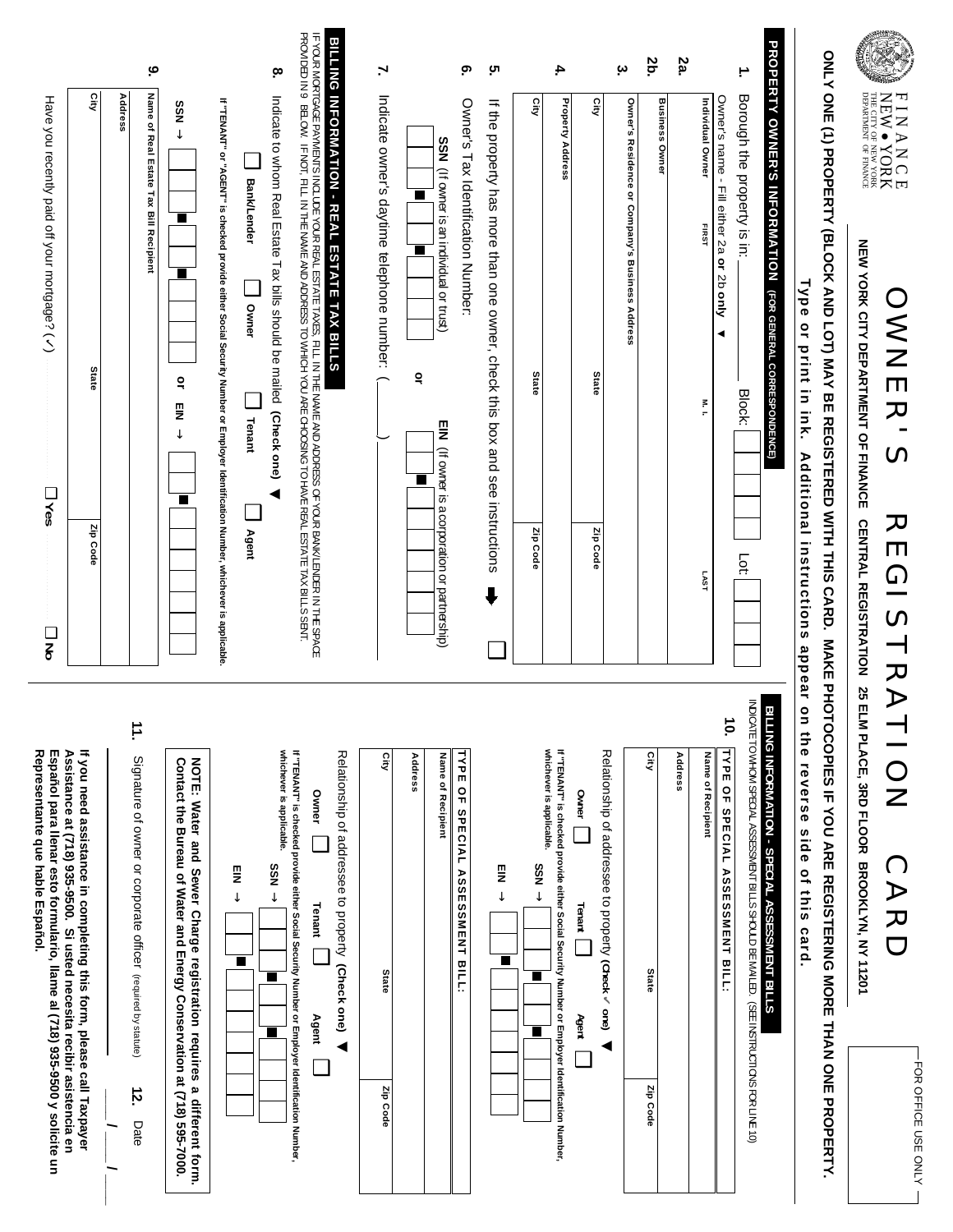FOR OFFICE USE ONLY

FINANCE NEW • YORK THE CITY OF NEW YORK DEPARTMENT OF FINANCE

# OWNER'S REGISTRATION CARD

**NEW YORK CITY DEPARTMENT OF FINANCE CENTRAL REGISTRATION 25 ELM PLACE, 3RD FLOOR BROOKLYN, NY 11201**

**ONLY ONE (1) PROPERTY (BLOCK AND LOT) MAY BE REGISTERED WITH THIS CARD. MAKE PHOTOCOPIES IF YOU ARE REGISTERING MORE THAN ONE PROPERTY.**

**Type or print in ink. Additional instructions appear on the reverse side of this card.**

## PROPERTY OWNER'S INFORMATION (FOR GENERAL CORRESPONDENCE)

**1.** Borough the property is in: ____________ Block: ☐☐☐☐☐ Lot: ☐☐☐☐

Owner's name - Fill either 2a **or** 2b **only** ▼

**2a.** Individual Owner FIRST ______ M. I. ______ LAST ______

**2b.** Business Owner ______

**3.** Owner's Residence or Company's Business Address ______

City ______ State ______ Zip Code ______

**4.** Property Address ______

City ______ State ______ Zip Code ______

**5.** If the property has more than one owner, check this box and see instructions ➡ ☐

**6.** Owner's Tax Identification Number:

**SSN** (If owner is an individual or trust) ☐☐☐-☐☐-☐☐☐☐ **or** **EIN** (If owner is a corporation or partnership) ☐☐-☐☐☐☐☐☐☐

**7.** Indicate owner's daytime telephone number: (______) ______

## BILLING INFORMATION - REAL ESTATE TAX BILLS

IF YOUR MORTGAGE PAYMENTS INCLUDE YOUR REAL ESTATE TAXES, FILL IN THE NAME AND ADDRESS OF YOUR BANK/LENDER IN THE SPACE PROVIDED IN 9 BELOW. IF NOT, FILL IN THE NAME AND ADDRESS TO WHICH YOU ARE CHOOSING TO HAVE REAL ESTATE TAX BILLS SENT.

**8.** Indicate to whom Real Estate Tax bills should be mailed **(Check one)** ▼

☐ **Bank/Lender** ☐ **Owner** ☐ **Tenant** ☐ **Agent**

**If "TENANT" or "AGENT" is checked provide either Social Security Number or Employer Identification Number, whichever is applicable.**

**SSN** → ☐☐☐-☐☐-☐☐☐☐ **or** **EIN** → ☐☐-☐☐☐☐☐☐☐

**9.** Name of Real Estate Tax Bill Recipient ______

Address ______

City ______ State ______ Zip Code ______

Have you recently paid off your mortgage? (✓) ☐ **Yes** ☐ **No**

## BILLING INFORMATION - SPECIAL ASSESSMENT BILLS

INDICATE TO WHOM SPECIAL ASSESSMENT BILLS SHOULD BE MAILED. (SEE INSTRUCTIONS FOR LINE 10)

**10.** **TYPE OF SPECIAL ASSESSMENT BILL:** ______

Name of Recipient ______

Address ______

City ______ State ______ Zip Code ______

Relationship of addressee to property **(Check ✓ one)** ▼

**Owner** ☐ **Tenant** ☐ **Agent** ☐

**If "TENANT" is checked provide either Social Security Number or Employer Identification Number, whichever is applicable.**

**SSN** → ☐☐☐-☐☐-☐☐☐☐

**EIN** → ☐☐-☐☐☐☐☐☐☐

**TYPE OF SPECIAL ASSESSMENT BILL:** ______

Name of Recipient ______

Address ______

City ______ State ______ Zip Code ______

Relationship of addressee to property **(Check one)** ▼

**Owner** ☐ **Tenant** ☐ **Agent** ☐

**If "TENANT" or "AGENT" is checked provide either Social Security Number or Employer Identification Number, whichever is applicable.**

**SSN** → ☐☐☐-☐☐-☐☐☐☐

**EIN** → ☐☐-☐☐☐☐☐☐☐

**NOTE: Water and Sewer Charge registration requires a different form. Contact the Bureau of Water and Energy Conservation at (718) 595-7000.**

**11.** Signature of owner or corporate officer (required by statute) ______ **12.** Date ___/___/___

**If you need assistance in completing this form, please call Taxpayer Assistance at (718) 935-9500. Si usted necesita recibir asistencia en Español para llenar esto formulario, llame al (718) 935-9500 y solicite un Representante que hable Español.**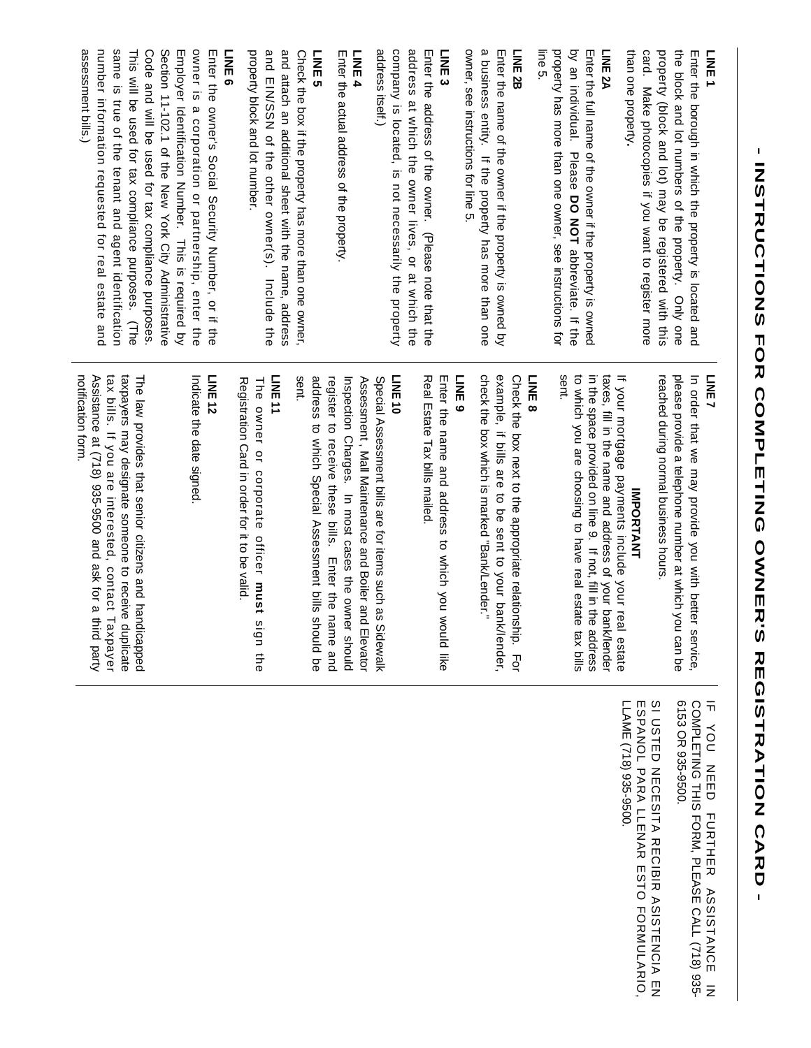# - INSTRUCTIONS FOR COMPLETING OWNER'S REGISTRATION CARD -

IF YOU NEED FURTHER ASSISTANCE IN COMPLETING THIS FORM, PLEASE CALL (718) 935-6153 OR 935-9500.

SI USTED NECESITA RECIBIR ASISTENCIA EN ESPANOL PARA LLENAR ESTO FORMULARIO, LLAME (718) 935-9500.

**LINE 1**
Enter the borough in which the property is located and the block and lot numbers of the property. Only one property (block and lot) may be registered with this card. Make photocopies if you want to register more than one property.

**LINE 2A**
Enter the full name of the owner if the property is owned by an individual. Please **DO NOT** abbreviate. If the property has more than one owner, see instructions for line 5.

**LINE 2B**
Enter the name of the owner if the property is owned by a business entity. If the property has more than one owner, see instructions for line 5.

**LINE 3**
Enter the address of the owner. (Please note that the address at which the owner lives, or at which the company is located, is not necessarily the property address itself.)

**LINE 4**
Enter the actual address of the property.

**LINE 5**
Check the box if the property has more than one owner, and attach an additional sheet with the name, address and EIN/SSN of the other owner(s). Include the property block and lot number.

**LINE 6**
Enter the owner's Social Security Number, or if the owner is a corporation or partnership, enter the Employer Identification Number. This is required by Section 11-102.1 of the New York City Administrative Code and will be used for tax compliance purposes. (The This will be used for tax compliance purposes. (The same is true of the tenant and agent identification number information requested for real estate and assessment bills.)

**LINE 7**
In order that we may provide you with better service, please provide a telephone number at which you can be reached during normal business hours.

**IMPORTANT**
If your mortgage payments include your real estate taxes, fill in the name and address of your bank/lender in the space provided on line 9. If not, fill in the address to which you are choosing to have real estate tax bills sent.

**LINE 8**
Check the box next to the appropriate relationship. For example, if bills are to be sent to your bank/lender, check the box which is marked "Bank/Lender."

**LINE 9**
Enter the name and address to which you would like Real Estate Tax bills mailed.

**LINE 10**
Special Assessment bills are for items such as Sidewalk Assessment, Mall Maintenance and Boiler and Elevator Inspection Charges. In most cases the owner should register to receive these bills. Enter the name and address to which Special Assessment bills should be sent.

**LINE 11**
The owner or corporate officer **must** sign the Registration Card in order for it to be valid.

**LINE 12**
Indicate the date signed.

The law provides that senior citizens and handicapped taxpayers may designate someone to receive duplicate tax bills. If you are interested, contact Taxpayer Assistance at (718) 935-9500 and ask for a third party notification form.